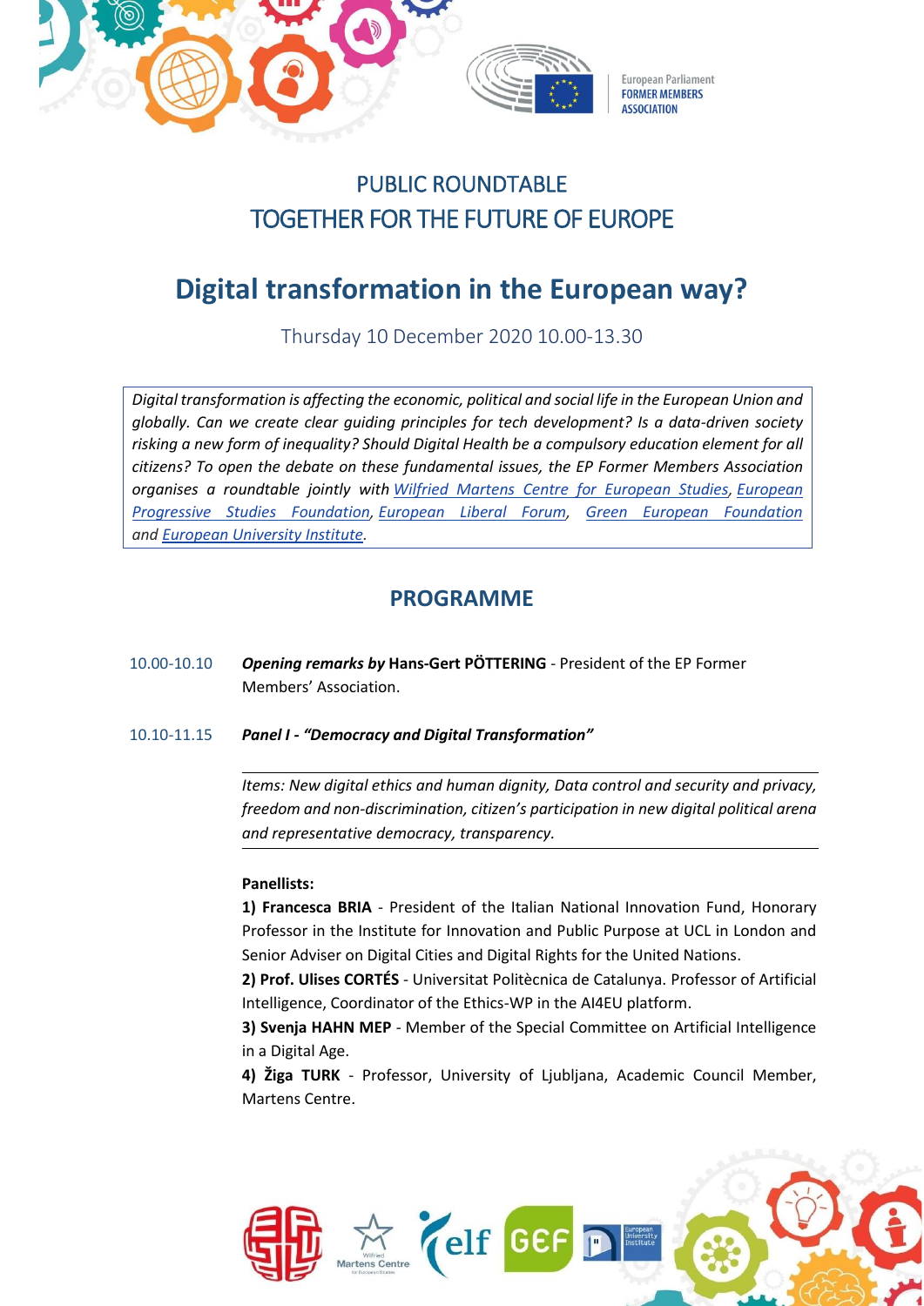European Parliament
FORMER MEMBERS
ASSOCIATION

## PUBLIC ROUNDTABLE
## TOGETHER FOR THE FUTURE OF EUROPE

# Digital transformation in the European way?

Thursday 10 December 2020 10.00-13.30

*Digital transformation is affecting the economic, political and social life in the European Union and globally. Can we create clear guiding principles for tech development? Is a data-driven society risking a new form of inequality? Should Digital Health be a compulsory education element for all citizens? To open the debate on these fundamental issues, the EP Former Members Association organises a roundtable jointly with Wilfried Martens Centre for European Studies, European Progressive Studies Foundation, European Liberal Forum, Green European Foundation and European University Institute.*

## PROGRAMME

10.00-10.10 ***Opening remarks by* Hans-Gert PÖTTERING** - President of the EP Former Members' Association.

10.10-11.15 ***Panel I - "Democracy and Digital Transformation"***

*Items: New digital ethics and human dignity, Data control and security and privacy, freedom and non-discrimination, citizen's participation in new digital political arena and representative democracy, transparency.*

**Panellists:**

**1) Francesca BRIA** - President of the Italian National Innovation Fund, Honorary Professor in the Institute for Innovation and Public Purpose at UCL in London and Senior Adviser on Digital Cities and Digital Rights for the United Nations.

**2) Prof. Ulises CORTÉS** - Universitat Politècnica de Catalunya. Professor of Artificial Intelligence, Coordinator of the Ethics-WP in the AI4EU platform.

**3) Svenja HAHN MEP** - Member of the Special Committee on Artificial Intelligence in a Digital Age.

**4) Žiga TURK** - Professor, University of Ljubljana, Academic Council Member, Martens Centre.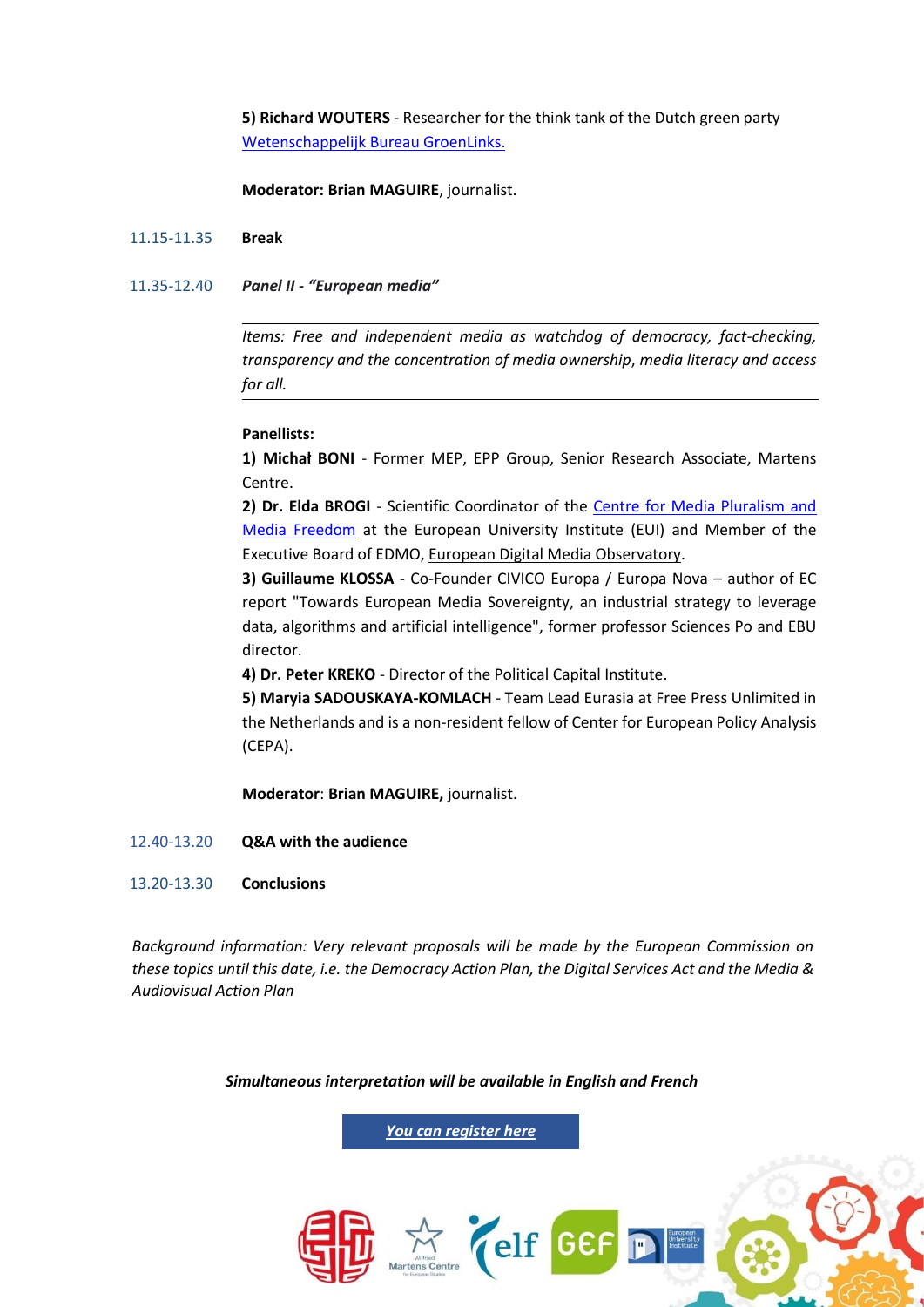**5) Richard WOUTERS** - Researcher for the think tank of the Dutch green party Wetenschappelijk Bureau GroenLinks.

**Moderator: Brian MAGUIRE**, journalist.

11.15-11.35 **Break**

11.35-12.40 ***Panel II - "European media"***

*Items: Free and independent media as watchdog of democracy, fact-checking, transparency and the concentration of media ownership, media literacy and access for all.*

**Panellists:**

**1) Michał BONI** - Former MEP, EPP Group, Senior Research Associate, Martens Centre.

**2) Dr. Elda BROGI** - Scientific Coordinator of the Centre for Media Pluralism and Media Freedom at the European University Institute (EUI) and Member of the Executive Board of EDMO, European Digital Media Observatory.

**3) Guillaume KLOSSA** - Co-Founder CIVICO Europa / Europa Nova – author of EC report "Towards European Media Sovereignty, an industrial strategy to leverage data, algorithms and artificial intelligence", former professor Sciences Po and EBU director.

**4) Dr. Peter KREKO** - Director of the Political Capital Institute.

**5) Maryia SADOUSKAYA-KOMLACH** - Team Lead Eurasia at Free Press Unlimited in the Netherlands and is a non-resident fellow of Center for European Policy Analysis (CEPA).

**Moderator**: **Brian MAGUIRE,** journalist.

12.40-13.20 **Q&A with the audience**

13.20-13.30 **Conclusions**

*Background information: Very relevant proposals will be made by the European Commission on these topics until this date, i.e. the Democracy Action Plan, the Digital Services Act and the Media & Audiovisual Action Plan*

***Simultaneous interpretation will be available in English and French***

***You can register here***